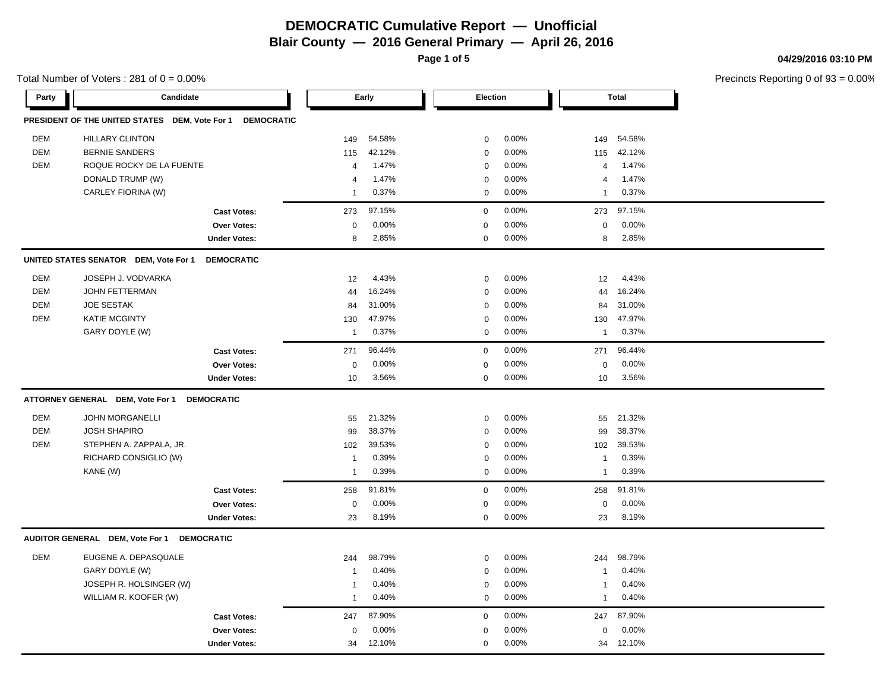# DEMOCRATIC Cumulative Report — Unofficial

## Blair County — 2016 General Primary — April 26, 2016

04/29/2016 03:10 PM

Total Number of Voters : 281 of 0 = 0.00%

Precincts Reporting 0 of 93 = 0.00%

| Party | Candidate | Early | | Election | | Total | |
|---|---|---|---|---|---|---|---|
| **PRESIDENT OF THE UNITED STATES DEM, Vote For 1 DEMOCRATIC** | | | | | | | |
| DEM | HILLARY CLINTON | 149 | 54.58% | 0 | 0.00% | 149 | 54.58% |
| DEM | BERNIE SANDERS | 115 | 42.12% | 0 | 0.00% | 115 | 42.12% |
| DEM | ROQUE ROCKY DE LA FUENTE | 4 | 1.47% | 0 | 0.00% | 4 | 1.47% |
| | DONALD TRUMP (W) | 4 | 1.47% | 0 | 0.00% | 4 | 1.47% |
| | CARLEY FIORINA (W) | 1 | 0.37% | 0 | 0.00% | 1 | 0.37% |
| | **Cast Votes:** | 273 | 97.15% | 0 | 0.00% | 273 | 97.15% |
| | **Over Votes:** | 0 | 0.00% | 0 | 0.00% | 0 | 0.00% |
| | **Under Votes:** | 8 | 2.85% | 0 | 0.00% | 8 | 2.85% |
| **UNITED STATES SENATOR DEM, Vote For 1 DEMOCRATIC** | | | | | | | |
| DEM | JOSEPH J. VODVARKA | 12 | 4.43% | 0 | 0.00% | 12 | 4.43% |
| DEM | JOHN FETTERMAN | 44 | 16.24% | 0 | 0.00% | 44 | 16.24% |
| DEM | JOE SESTAK | 84 | 31.00% | 0 | 0.00% | 84 | 31.00% |
| DEM | KATIE MCGINTY | 130 | 47.97% | 0 | 0.00% | 130 | 47.97% |
| | GARY DOYLE (W) | 1 | 0.37% | 0 | 0.00% | 1 | 0.37% |
| | **Cast Votes:** | 271 | 96.44% | 0 | 0.00% | 271 | 96.44% |
| | **Over Votes:** | 0 | 0.00% | 0 | 0.00% | 0 | 0.00% |
| | **Under Votes:** | 10 | 3.56% | 0 | 0.00% | 10 | 3.56% |
| **ATTORNEY GENERAL DEM, Vote For 1 DEMOCRATIC** | | | | | | | |
| DEM | JOHN MORGANELLI | 55 | 21.32% | 0 | 0.00% | 55 | 21.32% |
| DEM | JOSH SHAPIRO | 99 | 38.37% | 0 | 0.00% | 99 | 38.37% |
| DEM | STEPHEN A. ZAPPALA, JR. | 102 | 39.53% | 0 | 0.00% | 102 | 39.53% |
| | RICHARD CONSIGLIO (W) | 1 | 0.39% | 0 | 0.00% | 1 | 0.39% |
| | KANE (W) | 1 | 0.39% | 0 | 0.00% | 1 | 0.39% |
| | **Cast Votes:** | 258 | 91.81% | 0 | 0.00% | 258 | 91.81% |
| | **Over Votes:** | 0 | 0.00% | 0 | 0.00% | 0 | 0.00% |
| | **Under Votes:** | 23 | 8.19% | 0 | 0.00% | 23 | 8.19% |
| **AUDITOR GENERAL DEM, Vote For 1 DEMOCRATIC** | | | | | | | |
| DEM | EUGENE A. DEPASQUALE | 244 | 98.79% | 0 | 0.00% | 244 | 98.79% |
| | GARY DOYLE (W) | 1 | 0.40% | 0 | 0.00% | 1 | 0.40% |
| | JOSEPH R. HOLSINGER (W) | 1 | 0.40% | 0 | 0.00% | 1 | 0.40% |
| | WILLIAM R. KOOFER (W) | 1 | 0.40% | 0 | 0.00% | 1 | 0.40% |
| | **Cast Votes:** | 247 | 87.90% | 0 | 0.00% | 247 | 87.90% |
| | **Over Votes:** | 0 | 0.00% | 0 | 0.00% | 0 | 0.00% |
| | **Under Votes:** | 34 | 12.10% | 0 | 0.00% | 34 | 12.10% |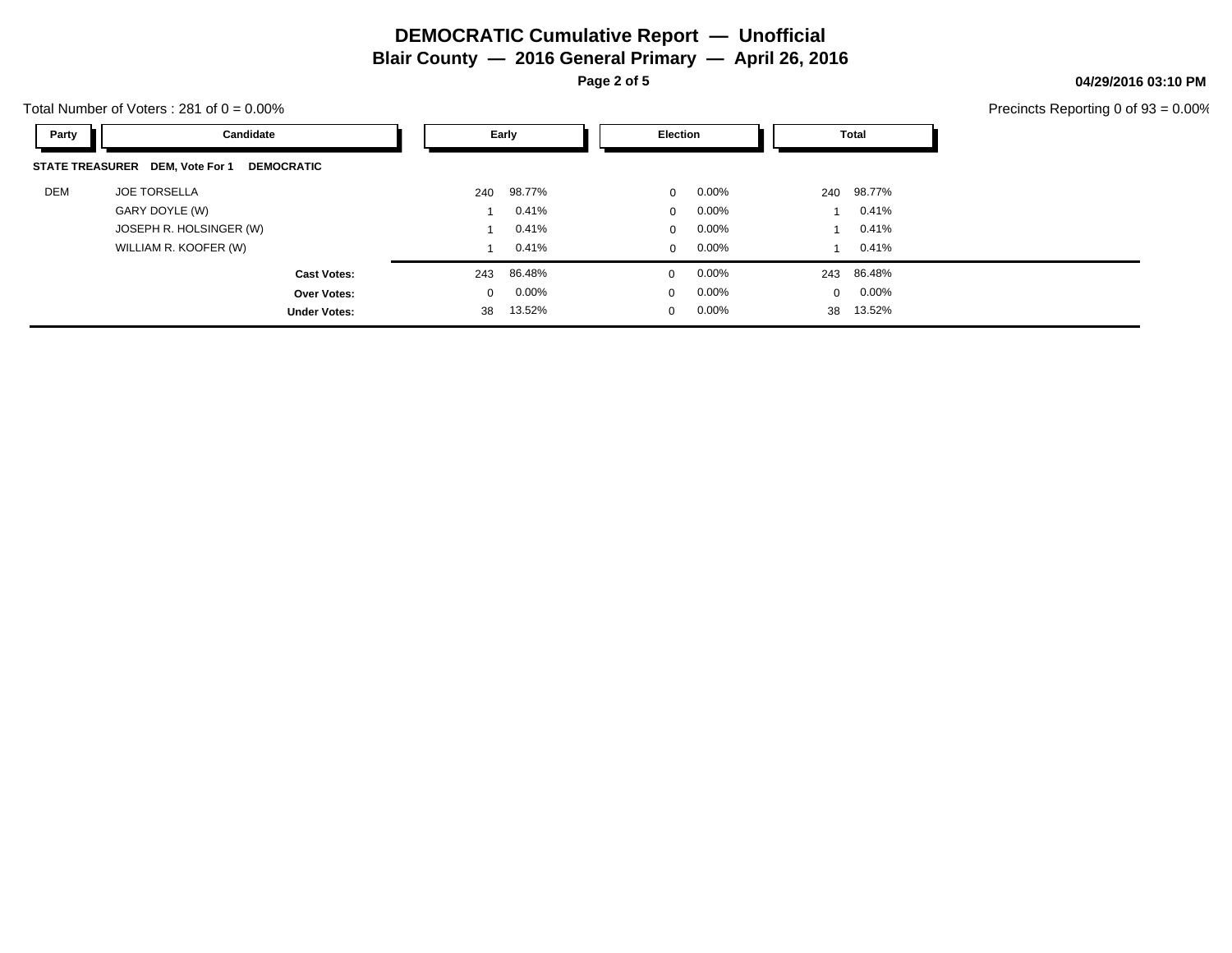# DEMOCRATIC Cumulative Report — Unofficial

## Blair County — 2016 General Primary — April 26, 2016

**04/29/2016 03:10 PM**

Total Number of Voters : 281 of 0 = 0.00%

Precincts Reporting 0 of 93 = 0.00%

| Party | Candidate | Early | | Election | | Total | |
|---|---|---|---|---|---|---|---|
| **STATE TREASURER** | **DEM, Vote For 1 DEMOCRATIC** | | | | | | |
| DEM | JOE TORSELLA | 240 | 98.77% | 0 | 0.00% | 240 | 98.77% |
| | GARY DOYLE (W) | 1 | 0.41% | 0 | 0.00% | 1 | 0.41% |
| | JOSEPH R. HOLSINGER (W) | 1 | 0.41% | 0 | 0.00% | 1 | 0.41% |
| | WILLIAM R. KOOFER (W) | 1 | 0.41% | 0 | 0.00% | 1 | 0.41% |
| | **Cast Votes:** | 243 | 86.48% | 0 | 0.00% | 243 | 86.48% |
| | **Over Votes:** | 0 | 0.00% | 0 | 0.00% | 0 | 0.00% |
| | **Under Votes:** | 38 | 13.52% | 0 | 0.00% | 38 | 13.52% |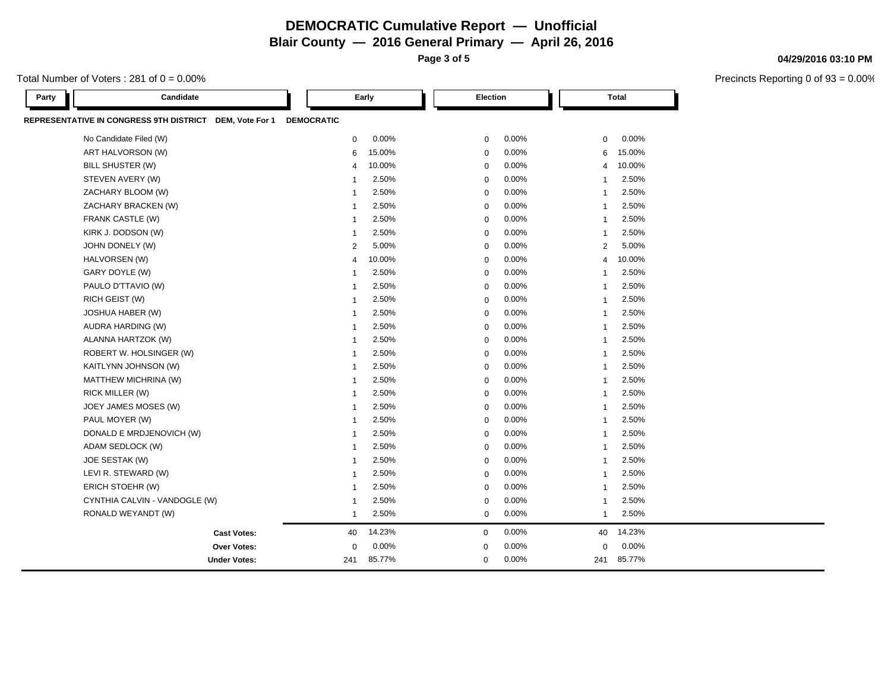# DEMOCRATIC Cumulative Report — Unofficial

## Blair County — 2016 General Primary — April 26, 2016

04/29/2016 03:10 PM

Total Number of Voters : 281 of 0 = 0.00%

Precincts Reporting 0 of 93 = 0.00%

**REPRESENTATIVE IN CONGRESS 9TH DISTRICT DEM, Vote For 1 — DEMOCRATIC**

| Party | Candidate | Early | | Election | | Total | |
|---|---|---|---|---|---|---|---|
| | No Candidate Filed (W) | 0 | 0.00% | 0 | 0.00% | 0 | 0.00% |
| | ART HALVORSON (W) | 6 | 15.00% | 0 | 0.00% | 6 | 15.00% |
| | BILL SHUSTER (W) | 4 | 10.00% | 0 | 0.00% | 4 | 10.00% |
| | STEVEN AVERY (W) | 1 | 2.50% | 0 | 0.00% | 1 | 2.50% |
| | ZACHARY BLOOM (W) | 1 | 2.50% | 0 | 0.00% | 1 | 2.50% |
| | ZACHARY BRACKEN (W) | 1 | 2.50% | 0 | 0.00% | 1 | 2.50% |
| | FRANK CASTLE (W) | 1 | 2.50% | 0 | 0.00% | 1 | 2.50% |
| | KIRK J. DODSON (W) | 1 | 2.50% | 0 | 0.00% | 1 | 2.50% |
| | JOHN DONELY (W) | 2 | 5.00% | 0 | 0.00% | 2 | 5.00% |
| | HALVORSEN (W) | 4 | 10.00% | 0 | 0.00% | 4 | 10.00% |
| | GARY DOYLE (W) | 1 | 2.50% | 0 | 0.00% | 1 | 2.50% |
| | PAULO D'TTAVIO (W) | 1 | 2.50% | 0 | 0.00% | 1 | 2.50% |
| | RICH GEIST (W) | 1 | 2.50% | 0 | 0.00% | 1 | 2.50% |
| | JOSHUA HABER (W) | 1 | 2.50% | 0 | 0.00% | 1 | 2.50% |
| | AUDRA HARDING (W) | 1 | 2.50% | 0 | 0.00% | 1 | 2.50% |
| | ALANNA HARTZOK (W) | 1 | 2.50% | 0 | 0.00% | 1 | 2.50% |
| | ROBERT W. HOLSINGER (W) | 1 | 2.50% | 0 | 0.00% | 1 | 2.50% |
| | KAITLYNN JOHNSON (W) | 1 | 2.50% | 0 | 0.00% | 1 | 2.50% |
| | MATTHEW MICHRINA (W) | 1 | 2.50% | 0 | 0.00% | 1 | 2.50% |
| | RICK MILLER (W) | 1 | 2.50% | 0 | 0.00% | 1 | 2.50% |
| | JOEY JAMES MOSES (W) | 1 | 2.50% | 0 | 0.00% | 1 | 2.50% |
| | PAUL MOYER (W) | 1 | 2.50% | 0 | 0.00% | 1 | 2.50% |
| | DONALD E MRDJENOVICH (W) | 1 | 2.50% | 0 | 0.00% | 1 | 2.50% |
| | ADAM SEDLOCK (W) | 1 | 2.50% | 0 | 0.00% | 1 | 2.50% |
| | JOE SESTAK (W) | 1 | 2.50% | 0 | 0.00% | 1 | 2.50% |
| | LEVI R. STEWARD (W) | 1 | 2.50% | 0 | 0.00% | 1 | 2.50% |
| | ERICH STOEHR (W) | 1 | 2.50% | 0 | 0.00% | 1 | 2.50% |
| | CYNTHIA CALVIN - VANDOGLE (W) | 1 | 2.50% | 0 | 0.00% | 1 | 2.50% |
| | RONALD WEYANDT (W) | 1 | 2.50% | 0 | 0.00% | 1 | 2.50% |
| | **Cast Votes:** | 40 | 14.23% | 0 | 0.00% | 40 | 14.23% |
| | **Over Votes:** | 0 | 0.00% | 0 | 0.00% | 0 | 0.00% |
| | **Under Votes:** | 241 | 85.77% | 0 | 0.00% | 241 | 85.77% |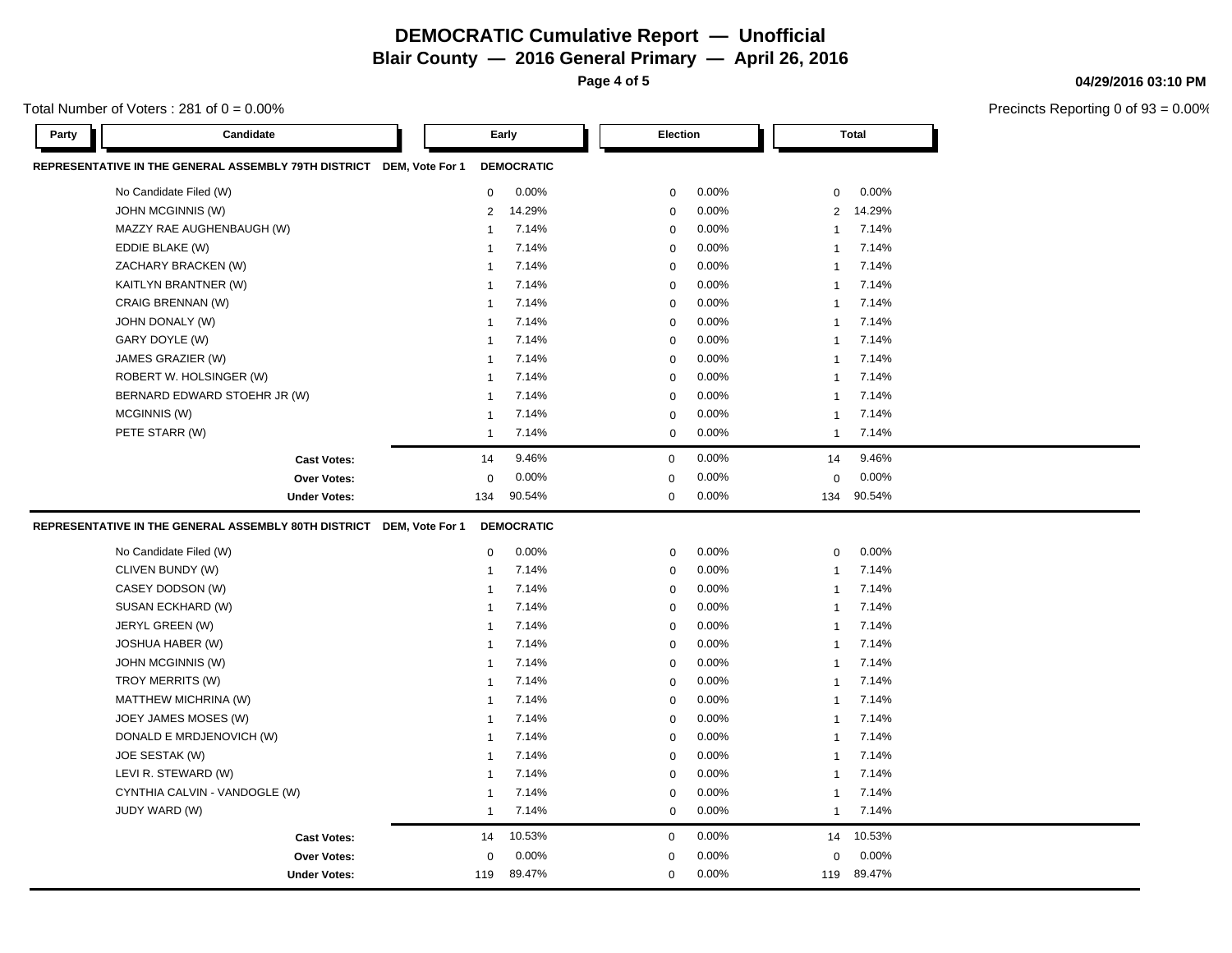# DEMOCRATIC Cumulative Report — Unofficial

**Blair County — 2016 General Primary — April 26, 2016**

**04/29/2016 03:10 PM**

Total Number of Voters : 281 of 0 = 0.00%

Precincts Reporting 0 of 93 = 0.00%

| Party | Candidate | Early | | Election | | Total | |
|---|---|---|---|---|---|---|---|
| **REPRESENTATIVE IN THE GENERAL ASSEMBLY 79TH DISTRICT** | **DEM, Vote For 1** | **DEMOCRATIC** | | | | | |
| | No Candidate Filed (W) | 0 | 0.00% | 0 | 0.00% | 0 | 0.00% |
| | JOHN MCGINNIS (W) | 2 | 14.29% | 0 | 0.00% | 2 | 14.29% |
| | MAZZY RAE AUGHENBAUGH (W) | 1 | 7.14% | 0 | 0.00% | 1 | 7.14% |
| | EDDIE BLAKE (W) | 1 | 7.14% | 0 | 0.00% | 1 | 7.14% |
| | ZACHARY BRACKEN (W) | 1 | 7.14% | 0 | 0.00% | 1 | 7.14% |
| | KAITLYN BRANTNER (W) | 1 | 7.14% | 0 | 0.00% | 1 | 7.14% |
| | CRAIG BRENNAN (W) | 1 | 7.14% | 0 | 0.00% | 1 | 7.14% |
| | JOHN DONALY (W) | 1 | 7.14% | 0 | 0.00% | 1 | 7.14% |
| | GARY DOYLE (W) | 1 | 7.14% | 0 | 0.00% | 1 | 7.14% |
| | JAMES GRAZIER (W) | 1 | 7.14% | 0 | 0.00% | 1 | 7.14% |
| | ROBERT W. HOLSINGER (W) | 1 | 7.14% | 0 | 0.00% | 1 | 7.14% |
| | BERNARD EDWARD STOEHR JR (W) | 1 | 7.14% | 0 | 0.00% | 1 | 7.14% |
| | MCGINNIS (W) | 1 | 7.14% | 0 | 0.00% | 1 | 7.14% |
| | PETE STARR (W) | 1 | 7.14% | 0 | 0.00% | 1 | 7.14% |
| | **Cast Votes:** | 14 | 9.46% | 0 | 0.00% | 14 | 9.46% |
| | **Over Votes:** | 0 | 0.00% | 0 | 0.00% | 0 | 0.00% |
| | **Under Votes:** | 134 | 90.54% | 0 | 0.00% | 134 | 90.54% |
| **REPRESENTATIVE IN THE GENERAL ASSEMBLY 80TH DISTRICT** | **DEM, Vote For 1** | **DEMOCRATIC** | | | | | |
| | No Candidate Filed (W) | 0 | 0.00% | 0 | 0.00% | 0 | 0.00% |
| | CLIVEN BUNDY (W) | 1 | 7.14% | 0 | 0.00% | 1 | 7.14% |
| | CASEY DODSON (W) | 1 | 7.14% | 0 | 0.00% | 1 | 7.14% |
| | SUSAN ECKHARD (W) | 1 | 7.14% | 0 | 0.00% | 1 | 7.14% |
| | JERYL GREEN (W) | 1 | 7.14% | 0 | 0.00% | 1 | 7.14% |
| | JOSHUA HABER (W) | 1 | 7.14% | 0 | 0.00% | 1 | 7.14% |
| | JOHN MCGINNIS (W) | 1 | 7.14% | 0 | 0.00% | 1 | 7.14% |
| | TROY MERRITS (W) | 1 | 7.14% | 0 | 0.00% | 1 | 7.14% |
| | MATTHEW MICHRINA (W) | 1 | 7.14% | 0 | 0.00% | 1 | 7.14% |
| | JOEY JAMES MOSES (W) | 1 | 7.14% | 0 | 0.00% | 1 | 7.14% |
| | DONALD E MRDJENOVICH (W) | 1 | 7.14% | 0 | 0.00% | 1 | 7.14% |
| | JOE SESTAK (W) | 1 | 7.14% | 0 | 0.00% | 1 | 7.14% |
| | LEVI R. STEWARD (W) | 1 | 7.14% | 0 | 0.00% | 1 | 7.14% |
| | CYNTHIA CALVIN - VANDOGLE (W) | 1 | 7.14% | 0 | 0.00% | 1 | 7.14% |
| | JUDY WARD (W) | 1 | 7.14% | 0 | 0.00% | 1 | 7.14% |
| | **Cast Votes:** | 14 | 10.53% | 0 | 0.00% | 14 | 10.53% |
| | **Over Votes:** | 0 | 0.00% | 0 | 0.00% | 0 | 0.00% |
| | **Under Votes:** | 119 | 89.47% | 0 | 0.00% | 119 | 89.47% |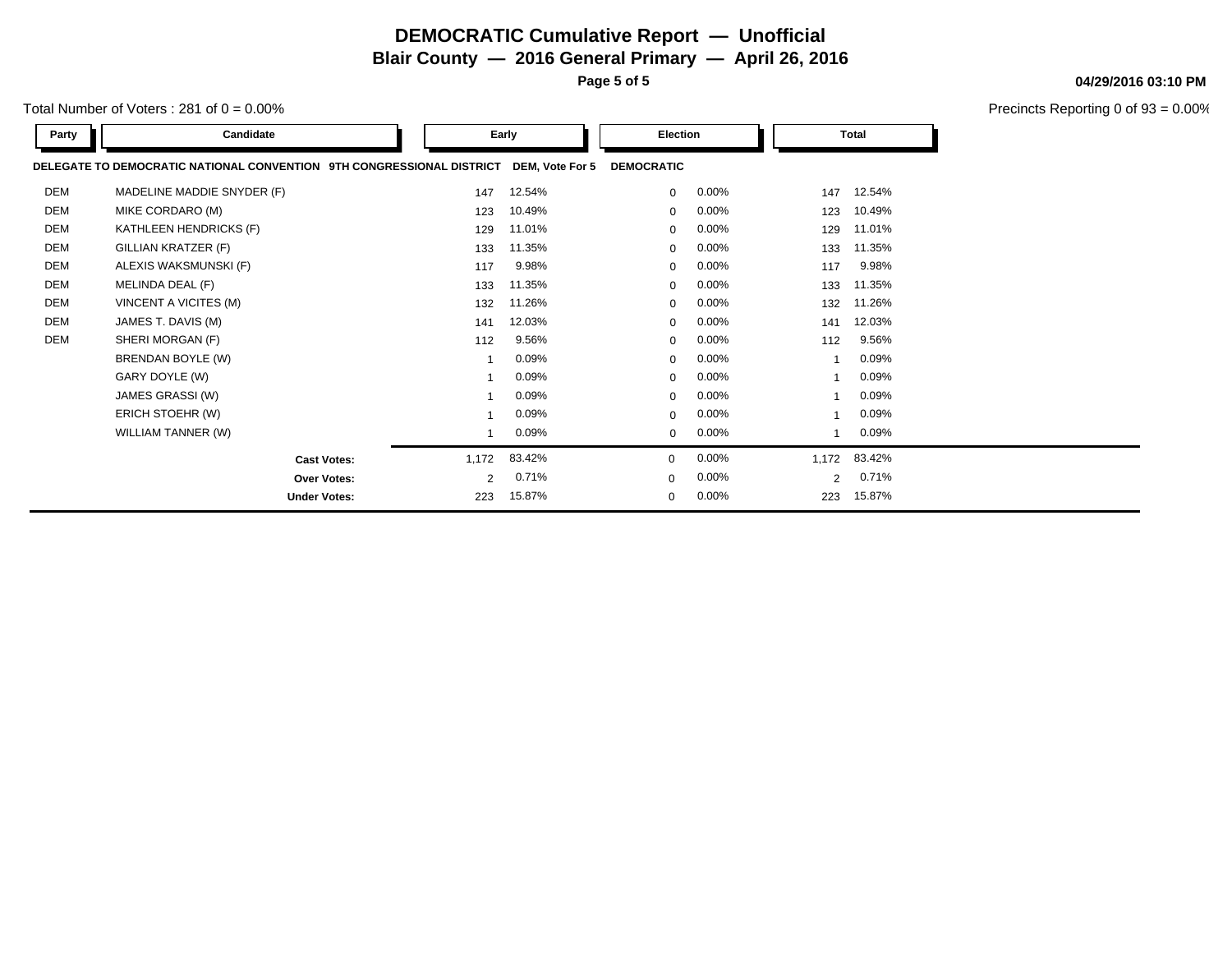# DEMOCRATIC Cumulative Report — Unofficial

## Blair County — 2016 General Primary — April 26, 2016

**04/29/2016 03:10 PM**

Total Number of Voters : 281 of 0 = 0.00%

Precincts Reporting 0 of 93 = 0.00%

| Party | Candidate | Early | | Election | | Total | |
|---|---|---|---|---|---|---|---|
| **DELEGATE TO DEMOCRATIC NATIONAL CONVENTION 9TH CONGRESSIONAL DISTRICT** | | **DEM, Vote For 5** | | **DEMOCRATIC** | | | |
| DEM | MADELINE MADDIE SNYDER (F) | 147 | 12.54% | 0 | 0.00% | 147 | 12.54% |
| DEM | MIKE CORDARO (M) | 123 | 10.49% | 0 | 0.00% | 123 | 10.49% |
| DEM | KATHLEEN HENDRICKS (F) | 129 | 11.01% | 0 | 0.00% | 129 | 11.01% |
| DEM | GILLIAN KRATZER (F) | 133 | 11.35% | 0 | 0.00% | 133 | 11.35% |
| DEM | ALEXIS WAKSMUNSKI (F) | 117 | 9.98% | 0 | 0.00% | 117 | 9.98% |
| DEM | MELINDA DEAL (F) | 133 | 11.35% | 0 | 0.00% | 133 | 11.35% |
| DEM | VINCENT A VICITES (M) | 132 | 11.26% | 0 | 0.00% | 132 | 11.26% |
| DEM | JAMES T. DAVIS (M) | 141 | 12.03% | 0 | 0.00% | 141 | 12.03% |
| DEM | SHERI MORGAN (F) | 112 | 9.56% | 0 | 0.00% | 112 | 9.56% |
| | BRENDAN BOYLE (W) | 1 | 0.09% | 0 | 0.00% | 1 | 0.09% |
| | GARY DOYLE (W) | 1 | 0.09% | 0 | 0.00% | 1 | 0.09% |
| | JAMES GRASSI (W) | 1 | 0.09% | 0 | 0.00% | 1 | 0.09% |
| | ERICH STOEHR (W) | 1 | 0.09% | 0 | 0.00% | 1 | 0.09% |
| | WILLIAM TANNER (W) | 1 | 0.09% | 0 | 0.00% | 1 | 0.09% |
| | **Cast Votes:** | 1,172 | 83.42% | 0 | 0.00% | 1,172 | 83.42% |
| | **Over Votes:** | 2 | 0.71% | 0 | 0.00% | 2 | 0.71% |
| | **Under Votes:** | 223 | 15.87% | 0 | 0.00% | 223 | 15.87% |